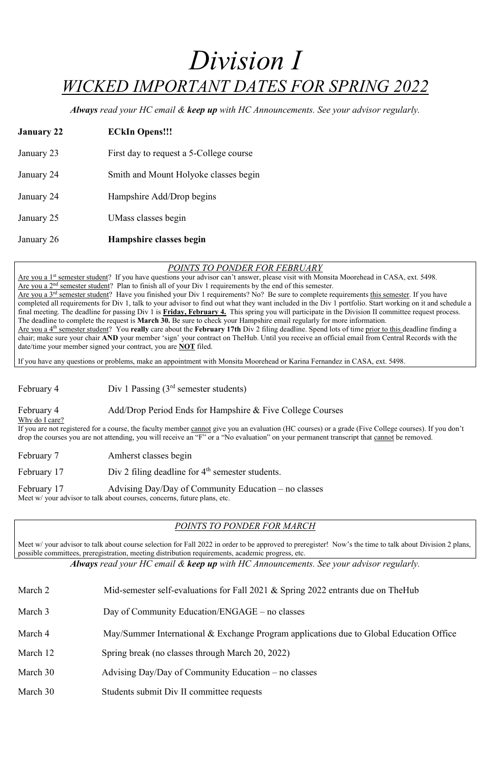# *Division I*

# *WICKED IMPORTANT DATES FOR SPRING 2022*

***Always** read your HC email & **keep up** with HC Announcements. See your advisor regularly.*

| | |
|---|---|
| **January 22** | **ECkIn Opens!!!** |
| January 23 | First day to request a 5-College course |
| January 24 | Smith and Mount Holyoke classes begin |
| January 24 | Hampshire Add/Drop begins |
| January 25 | UMass classes begin |
| January 26 | **Hampshire classes begin** |

## *POINTS TO PONDER FOR FEBRUARY*

Are you a 1st semester student? If you have questions your advisor can't answer, please visit with Monsita Moorehead in CASA, ext. 5498.

Are you a 2nd semester student? Plan to finish all of your Div 1 requirements by the end of this semester.

Are you a 3rd semester student? Have you finished your Div 1 requirements? No? Be sure to complete requirements this semester. If you have completed all requirements for Div 1, talk to your advisor to find out what they want included in the Div 1 portfolio. Start working on it and schedule a final meeting. The deadline for passing Div 1 is **Friday, February 4.** This spring you will participate in the Division II committee request process. The deadline to complete the request is **March 30.** Be sure to check your Hampshire email regularly for more information.

Are you a 4th semester student? You **really** care about the **February 17th** Div 2 filing deadline. Spend lots of time prior to this deadline finding a chair; make sure your chair **AND** your member 'sign' your contract on TheHub. Until you receive an official email from Central Records with the date/time your member signed your contract, you are **NOT** filed.

If you have any questions or problems, make an appointment with Monsita Moorehead or Karina Fernandez in CASA, ext. 5498.

| | |
|---|---|
| February 4 | Div 1 Passing (3rd semester students) |
| February 4 | Add/Drop Period Ends for Hampshire & Five College Courses |

Why do I care?

If you are not registered for a course, the faculty member cannot give you an evaluation (HC courses) or a grade (Five College courses). If you don't drop the courses you are not attending, you will receive an "F" or a "No evaluation" on your permanent transcript that cannot be removed.

| | |
|---|---|
| February 7 | Amherst classes begin |
| February 17 | Div 2 filing deadline for 4th semester students. |
| February 17 | Advising Day/Day of Community Education – no classes |

Meet w/ your advisor to talk about courses, concerns, future plans, etc.

## *POINTS TO PONDER FOR MARCH*

Meet w/ your advisor to talk about course selection for Fall 2022 in order to be approved to preregister! Now's the time to talk about Division 2 plans, possible committees, preregistration, meeting distribution requirements, academic progress, etc.

***Always** read your HC email & **keep up** with HC Announcements. See your advisor regularly.*

| | |
|---|---|
| March 2 | Mid-semester self-evaluations for Fall 2021 & Spring 2022 entrants due on TheHub |
| March 3 | Day of Community Education/ENGAGE – no classes |
| March 4 | May/Summer International & Exchange Program applications due to Global Education Office |
| March 12 | Spring break (no classes through March 20, 2022) |
| March 30 | Advising Day/Day of Community Education – no classes |
| March 30 | Students submit Div II committee requests |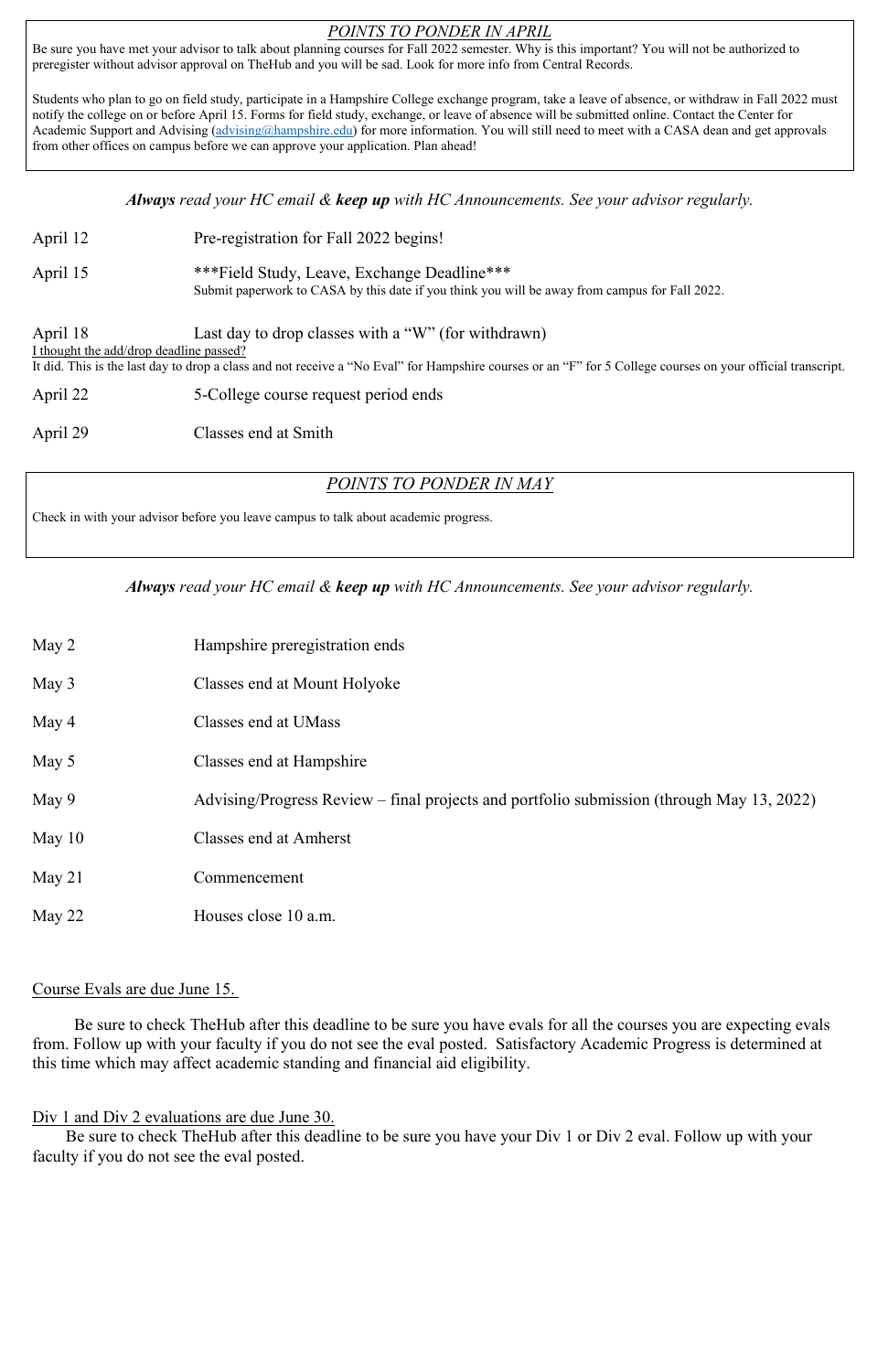## *POINTS TO PONDER IN APRIL*

Be sure you have met your advisor to talk about planning courses for Fall 2022 semester. Why is this important? You will not be authorized to preregister without advisor approval on TheHub and you will be sad. Look for more info from Central Records.

Students who plan to go on field study, participate in a Hampshire College exchange program, take a leave of absence, or withdraw in Fall 2022 must notify the college on or before April 15. Forms for field study, exchange, or leave of absence will be submitted online. Contact the Center for Academic Support and Advising (advising@hampshire.edu) for more information. You will still need to meet with a CASA dean and get approvals from other offices on campus before we can approve your application. Plan ahead!

***Always** read your HC email & **keep up** with HC Announcements. See your advisor regularly.*

| | |
|---|---|
| April 12 | Pre-registration for Fall 2022 begins! |
| April 15 | ***Field Study, Leave, Exchange Deadline*** Submit paperwork to CASA by this date if you think you will be away from campus for Fall 2022. |
| April 18 | Last day to drop classes with a "W" (for withdrawn) |

I thought the add/drop deadline passed?

It did. This is the last day to drop a class and not receive a "No Eval" for Hampshire courses or an "F" for 5 College courses on your official transcript.

| | |
|---|---|
| April 22 | 5-College course request period ends |
| April 29 | Classes end at Smith |

## *POINTS TO PONDER IN MAY*

Check in with your advisor before you leave campus to talk about academic progress.

***Always** read your HC email & **keep up** with HC Announcements. See your advisor regularly.*

| | |
|---|---|
| May 2 | Hampshire preregistration ends |
| May 3 | Classes end at Mount Holyoke |
| May 4 | Classes end at UMass |
| May 5 | Classes end at Hampshire |
| May 9 | Advising/Progress Review – final projects and portfolio submission (through May 13, 2022) |
| May 10 | Classes end at Amherst |
| May 21 | Commencement |
| May 22 | Houses close 10 a.m. |

Course Evals are due June 15.

Be sure to check TheHub after this deadline to be sure you have evals for all the courses you are expecting evals from. Follow up with your faculty if you do not see the eval posted. Satisfactory Academic Progress is determined at this time which may affect academic standing and financial aid eligibility.

Div 1 and Div 2 evaluations are due June 30.

Be sure to check TheHub after this deadline to be sure you have your Div 1 or Div 2 eval. Follow up with your faculty if you do not see the eval posted.